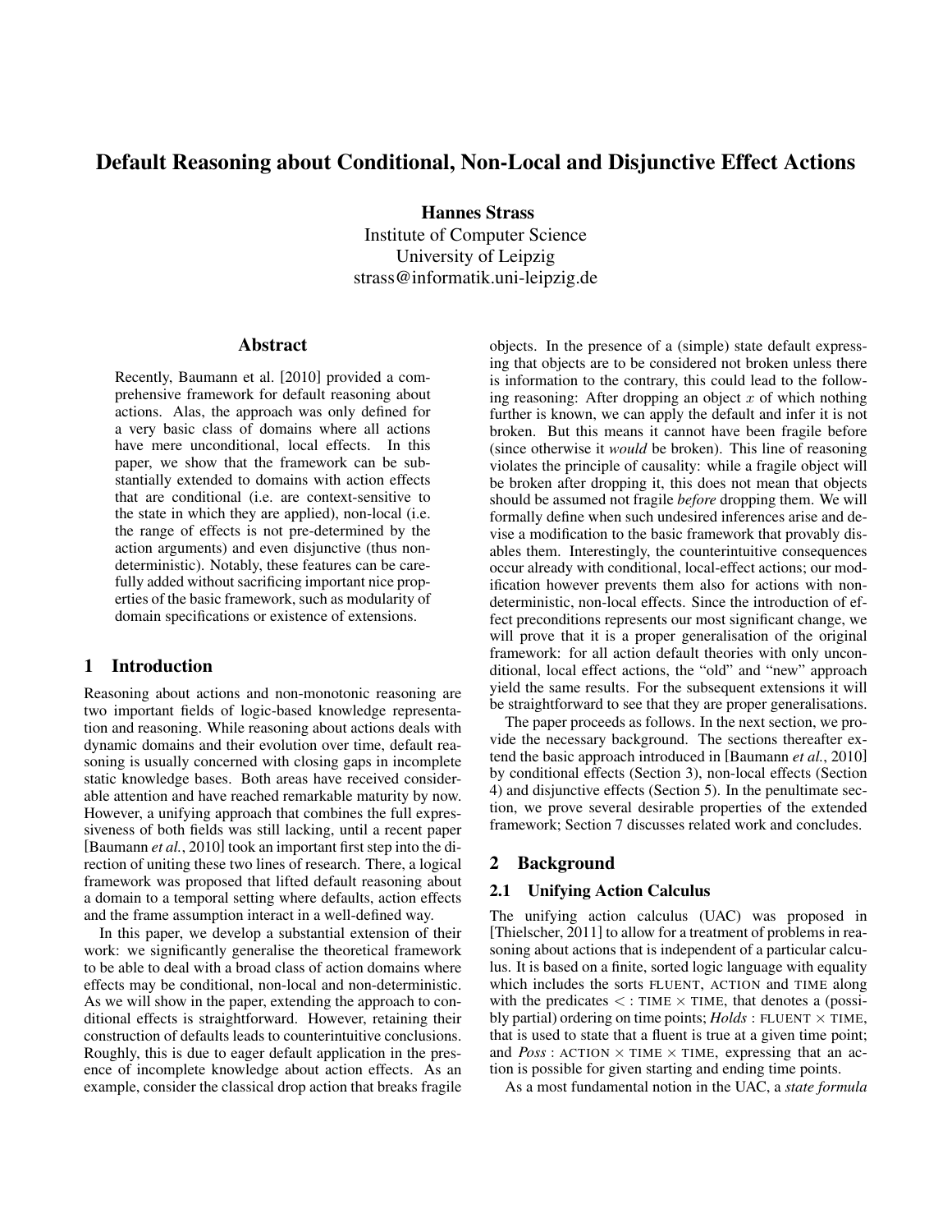# Default Reasoning about Conditional, Non-Local and Disjunctive Effect Actions

**Hannes Strass**
Institute of Computer Science
University of Leipzig
strass@informatik.uni-leipzig.de

## Abstract

Recently, Baumann et al. [2010] provided a comprehensive framework for default reasoning about actions. Alas, the approach was only defined for a very basic class of domains where all actions have mere unconditional, local effects. In this paper, we show that the framework can be substantially extended to domains with action effects that are conditional (i.e. are context-sensitive to the state in which they are applied), non-local (i.e. the range of effects is not pre-determined by the action arguments) and even disjunctive (thus nondeterministic). Notably, these features can be carefully added without sacrificing important nice properties of the basic framework, such as modularity of domain specifications or existence of extensions.

## 1 Introduction

Reasoning about actions and non-monotonic reasoning are two important fields of logic-based knowledge representation and reasoning. While reasoning about actions deals with dynamic domains and their evolution over time, default reasoning is usually concerned with closing gaps in incomplete static knowledge bases. Both areas have received considerable attention and have reached remarkable maturity by now. However, a unifying approach that combines the full expressiveness of both fields was still lacking, until a recent paper [Baumann *et al.*, 2010] took an important first step into the direction of uniting these two lines of research. There, a logical framework was proposed that lifted default reasoning about a domain to a temporal setting where defaults, action effects and the frame assumption interact in a well-defined way.

In this paper, we develop a substantial extension of their work: we significantly generalise the theoretical framework to be able to deal with a broad class of action domains where effects may be conditional, non-local and non-deterministic. As we will show in the paper, extending the approach to conditional effects is straightforward. However, retaining their construction of defaults leads to counterintuitive conclusions. Roughly, this is due to eager default application in the presence of incomplete knowledge about action effects. As an example, consider the classical drop action that breaks fragile objects. In the presence of a (simple) state default expressing that objects are to be considered not broken unless there is information to the contrary, this could lead to the following reasoning: After dropping an object $x$ of which nothing further is known, we can apply the default and infer it is not broken. But this means it cannot have been fragile before (since otherwise it *would* be broken). This line of reasoning violates the principle of causality: while a fragile object will be broken after dropping it, this does not mean that objects should be assumed not fragile *before* dropping them. We will formally define when such undesired inferences arise and devise a modification to the basic framework that provably disables them. Interestingly, the counterintuitive consequences occur already with conditional, local-effect actions; our modification however prevents them also for actions with nondeterministic, non-local effects. Since the introduction of effect preconditions represents our most significant change, we will prove that it is a proper generalisation of the original framework: for all action default theories with only unconditional, local effect actions, the "old" and "new" approach yield the same results. For the subsequent extensions it will be straightforward to see that they are proper generalisations.

The paper proceeds as follows. In the next section, we provide the necessary background. The sections thereafter extend the basic approach introduced in [Baumann *et al.*, 2010] by conditional effects (Section 3), non-local effects (Section 4) and disjunctive effects (Section 5). In the penultimate section, we prove several desirable properties of the extended framework; Section 7 discusses related work and concludes.

## 2 Background

### 2.1 Unifying Action Calculus

The unifying action calculus (UAC) was proposed in [Thielscher, 2011] to allow for a treatment of problems in reasoning about actions that is independent of a particular calculus. It is based on a finite, sorted logic language with equality which includes the sorts FLUENT, ACTION and TIME along with the predicates $<$ : TIME $\times$ TIME, that denotes a (possibly partial) ordering on time points; *Holds* : FLUENT $\times$ TIME, that is used to state that a fluent is true at a given time point; and *Poss* : ACTION $\times$ TIME $\times$ TIME, expressing that an action is possible for given starting and ending time points.

As a most fundamental notion in the UAC, a *state formula*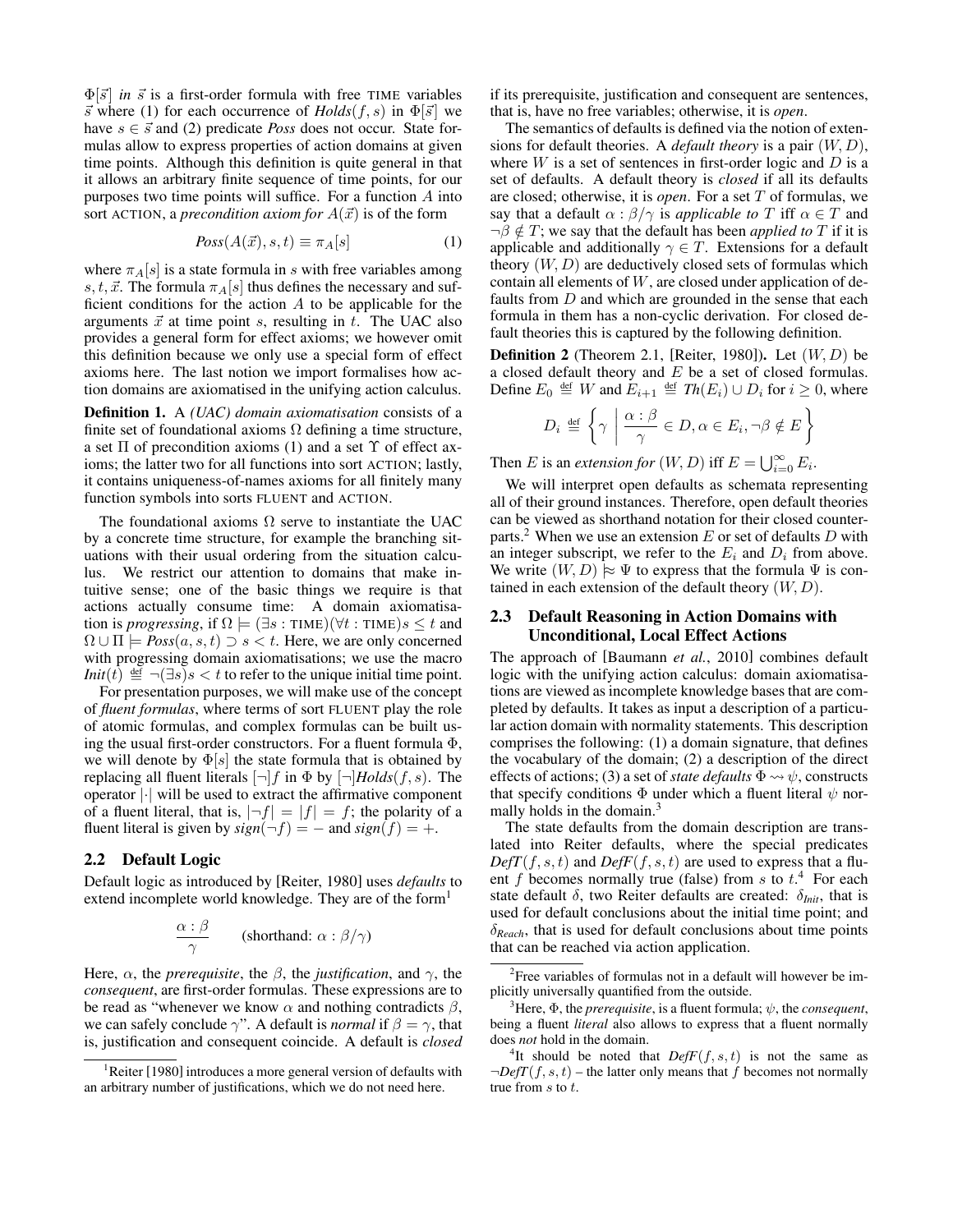$\Phi[\vec{s}]$ *in* $\vec{s}$ is a first-order formula with free TIME variables $\vec{s}$ where (1) for each occurrence of $Holds(f, s)$ in $\Phi[\vec{s}]$ we have $s \in \vec{s}$ and (2) predicate *Poss* does not occur. State formulas allow to express properties of action domains at given time points. Although this definition is quite general in that it allows an arbitrary finite sequence of time points, for our purposes two time points will suffice. For a function $A$ into sort ACTION, a *precondition axiom for* $A(\vec{x})$ is of the form

$$Poss(A(\vec{x}), s, t) \equiv \pi_A[s] \tag{1}$$

where $\pi_A[s]$ is a state formula in $s$ with free variables among $s, t, \vec{x}$. The formula $\pi_A[s]$ thus defines the necessary and sufficient conditions for the action $A$ to be applicable for the arguments $\vec{x}$ at time point $s$, resulting in $t$. The UAC also provides a general form for effect axioms; we however omit this definition because we only use a special form of effect axioms here. The last notion we import formalises how action domains are axiomatised in the unifying action calculus.

**Definition 1.** A *(UAC) domain axiomatisation* consists of a finite set of foundational axioms $\Omega$ defining a time structure, a set $\Pi$ of precondition axioms (1) and a set $\Upsilon$ of effect axioms; the latter two for all functions into sort ACTION; lastly, it contains uniqueness-of-names axioms for all finitely many function symbols into sorts FLUENT and ACTION.

The foundational axioms $\Omega$ serve to instantiate the UAC by a concrete time structure, for example the branching situations with their usual ordering from the situation calculus. We restrict our attention to domains that make intuitive sense; one of the basic things we require is that actions actually consume time: A domain axiomatisation is *progressing*, if $\Omega \models (\exists s : \text{TIME})(\forall t : \text{TIME}) s \leq t$ and $\Omega \cup \Pi \models Poss(a, s, t) \supset s < t$. Here, we are only concerned with progressing domain axiomatisations; we use the macro $Init(t) \stackrel{\text{def}}{=} \neg(\exists s) s < t$ to refer to the unique initial time point.

For presentation purposes, we will make use of the concept of *fluent formulas*, where terms of sort FLUENT play the role of atomic formulas, and complex formulas can be built using the usual first-order constructors. For a fluent formula $\Phi$, we will denote by $\Phi[s]$ the state formula that is obtained by replacing all fluent literals $[\neg]f$ in $\Phi$ by $[\neg]Holds(f, s)$. The operator $|\cdot|$ will be used to extract the affirmative component of a fluent literal, that is, $|\neg f| = |f| = f$; the polarity of a fluent literal is given by $sign(\neg f) = -$ and $sign(f) = +$.

## 2.2 Default Logic

Default logic as introduced by [Reiter, 1980] uses *defaults* to extend incomplete world knowledge. They are of the form[1]

$$\frac{\alpha : \beta}{\gamma} \qquad \text{(shorthand: } \alpha : \beta / \gamma\text{)}$$

Here, $\alpha$, the *prerequisite*, the $\beta$, the *justification*, and $\gamma$, the *consequent*, are first-order formulas. These expressions are to be read as "whenever we know $\alpha$ and nothing contradicts $\beta$, we can safely conclude $\gamma$". A default is *normal* if $\beta = \gamma$, that is, justification and consequent coincide. A default is *closed* if its prerequisite, justification and consequent are sentences, that is, have no free variables; otherwise, it is *open*.

The semantics of defaults is defined via the notion of extensions for default theories. A *default theory* is a pair $(W, D)$, where $W$ is a set of sentences in first-order logic and $D$ is a set of defaults. A default theory is *closed* if all its defaults are closed; otherwise, it is *open*. For a set $T$ of formulas, we say that a default $\alpha : \beta / \gamma$ is *applicable to* $T$ iff $\alpha \in T$ and $\neg\beta \notin T$; we say that the default has been *applied to* $T$ if it is applicable and additionally $\gamma \in T$. Extensions for a default theory $(W, D)$ are deductively closed sets of formulas which contain all elements of $W$, are closed under application of defaults from $D$ and which are grounded in the sense that each formula in them has a non-cyclic derivation. For closed default theories this is captured by the following definition.

**Definition 2** (Theorem 2.1, [Reiter, 1980])**.** Let $(W, D)$ be a closed default theory and $E$ be a set of closed formulas. Define $E_0 \stackrel{\text{def}}{=} W$ and $E_{i+1} \stackrel{\text{def}}{=} Th(E_i) \cup D_i$ for $i \geq 0$, where

$$D_i \stackrel{\text{def}}{=} \left\{ \gamma \;\middle|\; \frac{\alpha : \beta}{\gamma} \in D, \alpha \in E_i, \neg\beta \notin E \right\}$$

Then $E$ is an *extension for* $(W, D)$ iff $E = \bigcup_{i=0}^{\infty} E_i$.

We will interpret open defaults as schemata representing all of their ground instances. Therefore, open default theories can be viewed as shorthand notation for their closed counterparts.[2] When we use an extension $E$ or set of defaults $D$ with an integer subscript, we refer to the $E_i$ and $D_i$ from above. We write $(W, D) \approx \Psi$ to express that the formula $\Psi$ is contained in each extension of the default theory $(W, D)$.

## 2.3 Default Reasoning in Action Domains with Unconditional, Local Effect Actions

The approach of [Baumann *et al.*, 2010] combines default logic with the unifying action calculus: domain axiomatisations are viewed as incomplete knowledge bases that are completed by defaults. It takes as input a description of a particular action domain with normality statements. This description comprises the following: (1) a domain signature, that defines the vocabulary of the domain; (2) a description of the direct effects of actions; (3) a set of *state defaults* $\Phi \rightsquigarrow \psi$, constructs that specify conditions $\Phi$ under which a fluent literal $\psi$ normally holds in the domain.[3]

The state defaults from the domain description are translated into Reiter defaults, where the special predicates $DefT(f, s, t)$ and $DefF(f, s, t)$ are used to express that a fluent $f$ becomes normally true (false) from $s$ to $t$.[4] For each state default $\delta$, two Reiter defaults are created: $\delta_{Init}$, that is used for default conclusions about the initial time point; and $\delta_{Reach}$, that is used for default conclusions about time points that can be reached via action application.

---

[1] Reiter [1980] introduces a more general version of defaults with an arbitrary number of justifications, which we do not need here.

[2] Free variables of formulas not in a default will however be implicitly universally quantified from the outside.

[3] Here, $\Phi$, the *prerequisite*, is a fluent formula; $\psi$, the *consequent*, being a fluent *literal* also allows to express that a fluent normally does *not* hold in the domain.

[4] It should be noted that $DefF(f, s, t)$ is not the same as $\neg DefT(f, s, t)$ – the latter only means that $f$ becomes not normally true from $s$ to $t$.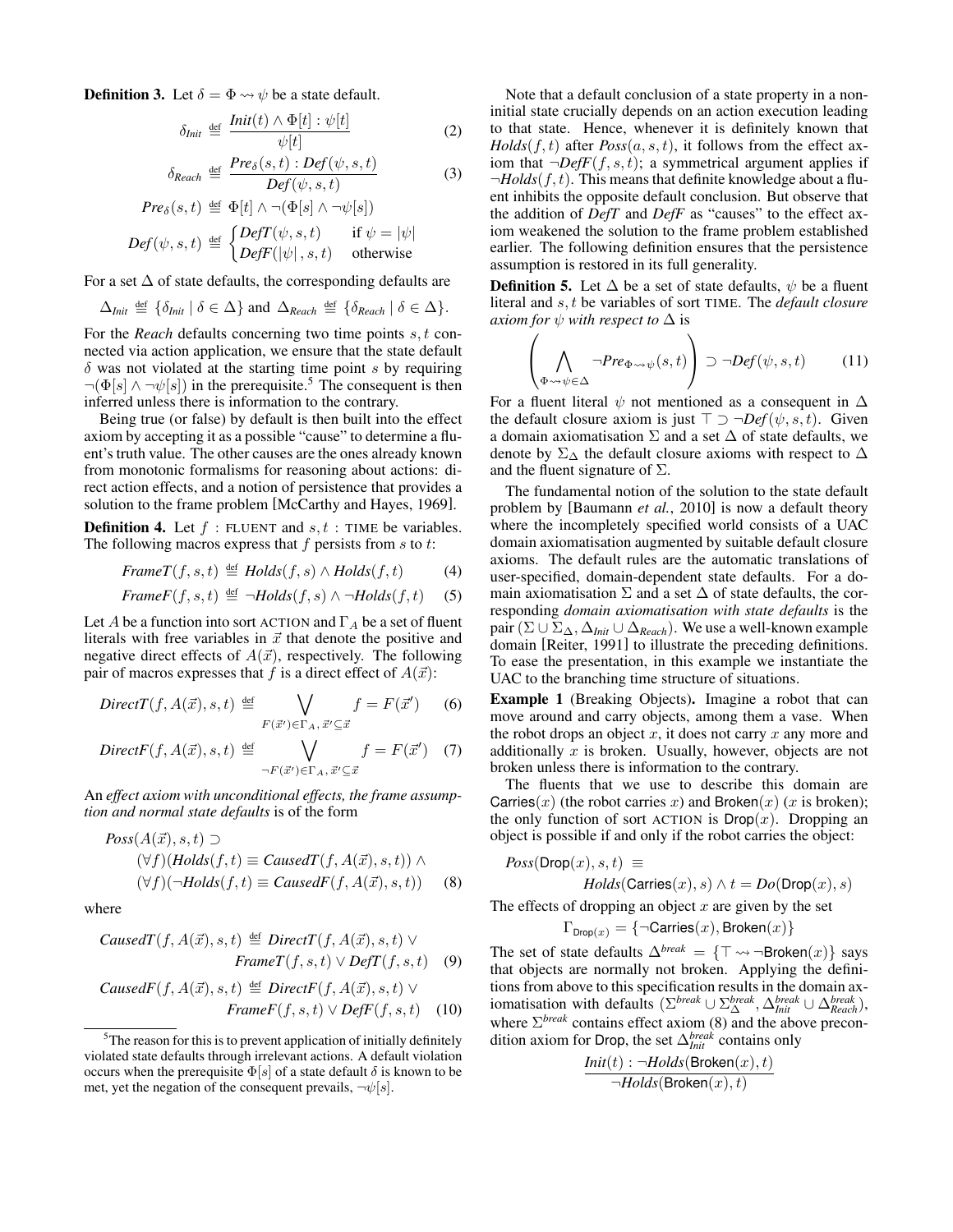**Definition 3.** Let $\delta = \Phi \rightsquigarrow \psi$ be a state default.

$$\delta_{Init} \stackrel{\text{def}}{=} \frac{Init(t) \land \Phi[t] : \psi[t]}{\psi[t]} \tag{2}$$

$$\delta_{Reach} \stackrel{\text{def}}{=} \frac{Pre_\delta(s,t) : Def(\psi, s, t)}{Def(\psi, s, t)} \tag{3}$$

$$Pre_\delta(s,t) \stackrel{\text{def}}{=} \Phi[t] \land \neg(\Phi[s] \land \neg\psi[s])$$

$$Def(\psi, s, t) \stackrel{\text{def}}{=} \begin{cases} DefT(\psi, s, t) & \text{if } \psi = |\psi| \\ DefF(|\psi|, s, t) & \text{otherwise} \end{cases}$$

For a set $\Delta$ of state defaults, the corresponding defaults are

$$\Delta_{Init} \stackrel{\text{def}}{=} \{\delta_{Init} \mid \delta \in \Delta\} \text{ and } \Delta_{Reach} \stackrel{\text{def}}{=} \{\delta_{Reach} \mid \delta \in \Delta\}.$$

For the *Reach* defaults concerning two time points $s, t$ connected via action application, we ensure that the state default $\delta$ was not violated at the starting time point $s$ by requiring $\neg(\Phi[s] \land \neg\psi[s])$ in the prerequisite.[5] The consequent is then inferred unless there is information to the contrary.

Being true (or false) by default is then built into the effect axiom by accepting it as a possible "cause" to determine a fluent's truth value. The other causes are the ones already known from monotonic formalisms for reasoning about actions: direct action effects, and a notion of persistence that provides a solution to the frame problem [McCarthy and Hayes, 1969].

**Definition 4.** Let $f$ : FLUENT and $s, t$ : TIME be variables. The following macros express that $f$ persists from $s$ to $t$:

$$FrameT(f, s, t) \stackrel{\text{def}}{=} Holds(f, s) \land Holds(f, t) \tag{4}$$

$$FrameF(f, s, t) \stackrel{\text{def}}{=} \neg Holds(f, s) \land \neg Holds(f, t) \tag{5}$$

Let $A$ be a function into sort ACTION and $\Gamma_A$ be a set of fluent literals with free variables in $\vec{x}$ that denote the positive and negative direct effects of $A(\vec{x})$, respectively. The following pair of macros expresses that $f$ is a direct effect of $A(\vec{x})$:

$$DirectT(f, A(\vec{x}), s, t) \stackrel{\text{def}}{=} \bigvee_{F(\vec{x}') \in \Gamma_A,\, \vec{x}' \subseteq \vec{x}} f = F(\vec{x}') \tag{6}$$

$$DirectF(f, A(\vec{x}), s, t) \stackrel{\text{def}}{=} \bigvee_{\neg F(\vec{x}') \in \Gamma_A,\, \vec{x}' \subseteq \vec{x}} f = F(\vec{x}') \tag{7}$$

An *effect axiom with unconditional effects, the frame assumption and normal state defaults* is of the form

$$\begin{aligned} &Poss(A(\vec{x}), s, t) \supset \\ &\quad (\forall f)(Holds(f, t) \equiv CausedT(f, A(\vec{x}), s, t)) \land \\ &\quad (\forall f)(\neg Holds(f, t) \equiv CausedF(f, A(\vec{x}), s, t)) \end{aligned} \tag{8}$$

where

$$\begin{aligned} CausedT(f, A(\vec{x}), s, t) \stackrel{\text{def}}{=} \; & DirectT(f, A(\vec{x}), s, t) \lor \\ & FrameT(f, s, t) \lor DefT(f, s, t) \end{aligned} \tag{9}$$

$$\begin{aligned} CausedF(f, A(\vec{x}), s, t) \stackrel{\text{def}}{=} \; & DirectF(f, A(\vec{x}), s, t) \lor \\ & FrameF(f, s, t) \lor DefF(f, s, t) \end{aligned} \tag{10}$$

Note that a default conclusion of a state property in a non-initial state crucially depends on an action execution leading to that state. Hence, whenever it is definitely known that $Holds(f, t)$ after $Poss(a, s, t)$, it follows from the effect axiom that $\neg DefF(f, s, t)$; a symmetrical argument applies if $\neg Holds(f, t)$. This means that definite knowledge about a fluent inhibits the opposite default conclusion. But observe that the addition of $DefT$ and $DefF$ as "causes" to the effect axiom weakened the solution to the frame problem established earlier. The following definition ensures that the persistence assumption is restored in its full generality.

**Definition 5.** Let $\Delta$ be a set of state defaults, $\psi$ be a fluent literal and $s, t$ be variables of sort TIME. The *default closure axiom for $\psi$ with respect to $\Delta$* is

$$\left( \bigwedge_{\Phi \rightsquigarrow \psi \in \Delta} \neg Pre_{\Phi \rightsquigarrow \psi}(s, t) \right) \supset \neg Def(\psi, s, t) \tag{11}$$

For a fluent literal $\psi$ not mentioned as a consequent in $\Delta$ the default closure axiom is just $\top \supset \neg Def(\psi, s, t)$. Given a domain axiomatisation $\Sigma$ and a set $\Delta$ of state defaults, we denote by $\Sigma_\Delta$ the default closure axioms with respect to $\Delta$ and the fluent signature of $\Sigma$.

The fundamental notion of the solution to the state default problem by [Baumann *et al.*, 2010] is now a default theory where the incompletely specified world consists of a UAC domain axiomatisation augmented by suitable default closure axioms. The default rules are the automatic translations of user-specified, domain-dependent state defaults. For a domain axiomatisation $\Sigma$ and a set $\Delta$ of state defaults, the corresponding *domain axiomatisation with state defaults* is the pair $(\Sigma \cup \Sigma_\Delta, \Delta_{Init} \cup \Delta_{Reach})$. We use a well-known example domain [Reiter, 1991] to illustrate the preceding definitions. To ease the presentation, in this example we instantiate the UAC to the branching time structure of situations.

**Example 1** (Breaking Objects)**.** Imagine a robot that can move around and carry objects, among them a vase. When the robot drops an object $x$, it does not carry $x$ any more and additionally $x$ is broken. Usually, however, objects are not broken unless there is information to the contrary.

The fluents that we use to describe this domain are $\mathsf{Carries}(x)$ (the robot carries $x$) and $\mathsf{Broken}(x)$ ($x$ is broken); the only function of sort ACTION is $\mathsf{Drop}(x)$. Dropping an object is possible if and only if the robot carries the object:

$$\begin{aligned} &Poss(\mathsf{Drop}(x), s, t) \equiv \\ &\qquad Holds(\mathsf{Carries}(x), s) \land t = Do(\mathsf{Drop}(x), s) \end{aligned}$$

The effects of dropping an object $x$ are given by the set

$$\Gamma_{\mathsf{Drop}(x)} = \{\neg\mathsf{Carries}(x), \mathsf{Broken}(x)\}$$

The set of state defaults $\Delta^{break} = \{\top \rightsquigarrow \neg\mathsf{Broken}(x)\}$ says that objects are normally not broken. Applying the definitions from above to this specification results in the domain axiomatisation with defaults $(\Sigma^{break} \cup \Sigma^{break}_\Delta, \Delta^{break}_{Init} \cup \Delta^{break}_{Reach})$, where $\Sigma^{break}$ contains effect axiom (8) and the above precondition axiom for Drop, the set $\Delta^{break}_{Init}$ contains only

$$\frac{Init(t) : \neg Holds(\mathsf{Broken}(x), t)}{\neg Holds(\mathsf{Broken}(x), t)}$$

[5] The reason for this is to prevent application of initially definitely violated state defaults through irrelevant actions. A default violation occurs when the prerequisite $\Phi[s]$ of a state default $\delta$ is known to be met, yet the negation of the consequent prevails, $\neg\psi[s]$.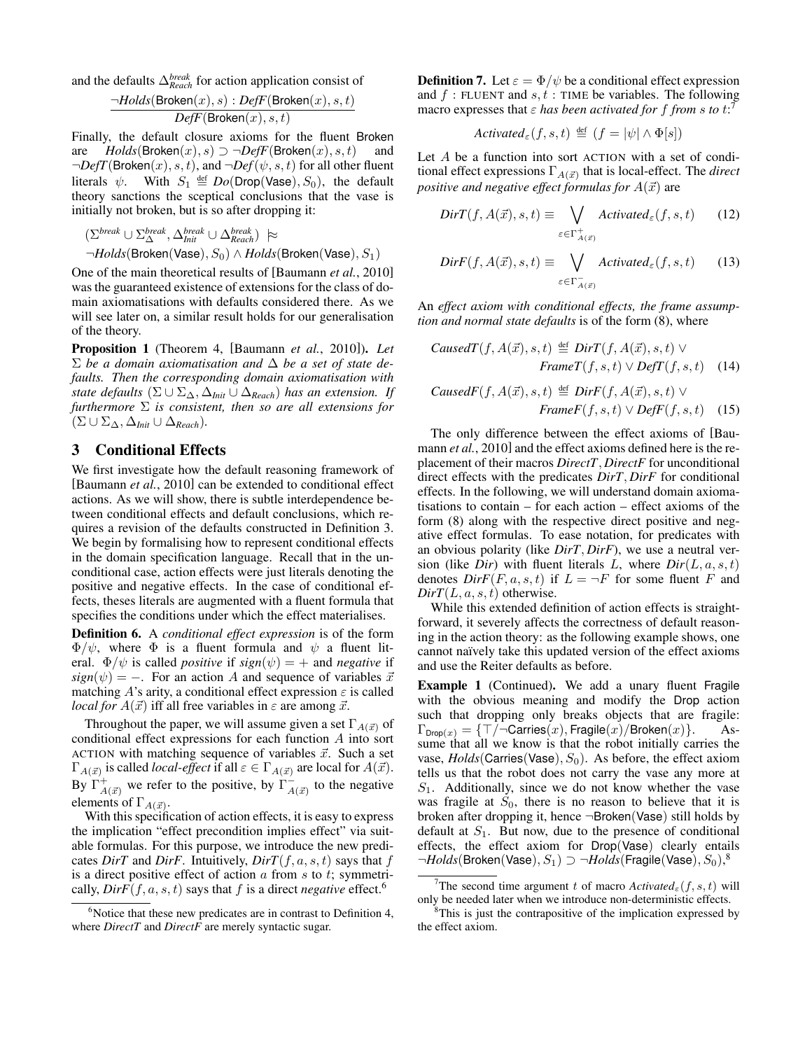and the defaults $\Delta^{break}_{Reach}$ for action application consist of

$$\frac{\neg Holds(\mathsf{Broken}(x), s) : DefF(\mathsf{Broken}(x), s, t)}{DefF(\mathsf{Broken}(x), s, t)}$$

Finally, the default closure axioms for the fluent Broken are $Holds(\mathsf{Broken}(x), s) \supset \neg DefF(\mathsf{Broken}(x), s, t)$ and $\neg DefT(\mathsf{Broken}(x), s, t)$, and $\neg Def(\psi, s, t)$ for all other fluent literals $\psi$. With $S_1 \stackrel{\text{def}}{=} Do(\mathsf{Drop}(\mathsf{Vase}), S_0)$, the default theory sanctions the sceptical conclusions that the vase is initially not broken, but is so after dropping it:

$$(\Sigma^{break} \cup \Sigma^{break}_{\Delta}, \Delta^{break}_{Init} \cup \Delta^{break}_{Reach}) \approx$$
$$\neg Holds(\mathsf{Broken}(\mathsf{Vase}), S_0) \wedge Holds(\mathsf{Broken}(\mathsf{Vase}), S_1)$$

One of the main theoretical results of [Baumann *et al.*, 2010] was the guaranteed existence of extensions for the class of domain axiomatisations with defaults considered there. As we will see later on, a similar result holds for our generalisation of the theory.

**Proposition 1** (Theorem 4, [Baumann *et al.*, 2010]). *Let $\Sigma$ be a domain axiomatisation and $\Delta$ be a set of state defaults. Then the corresponding domain axiomatisation with state defaults $(\Sigma \cup \Sigma_\Delta, \Delta_{Init} \cup \Delta_{Reach})$ has an extension. If furthermore $\Sigma$ is consistent, then so are all extensions for $(\Sigma \cup \Sigma_\Delta, \Delta_{Init} \cup \Delta_{Reach})$.*

## 3 Conditional Effects

We first investigate how the default reasoning framework of [Baumann *et al.*, 2010] can be extended to conditional effect actions. As we will show, there is subtle interdependence between conditional effects and default conclusions, which requires a revision of the defaults constructed in Definition 3. We begin by formalising how to represent conditional effects in the domain specification language. Recall that in the unconditional case, action effects were just literals denoting the positive and negative effects. In the case of conditional effects, theses literals are augmented with a fluent formula that specifies the conditions under which the effect materialises.

**Definition 6.** A *conditional effect expression* is of the form $\Phi/\psi$, where $\Phi$ is a fluent formula and $\psi$ a fluent literal. $\Phi/\psi$ is called *positive* if $sign(\psi) = +$ and *negative* if $sign(\psi) = -$. For an action $A$ and sequence of variables $\vec{x}$ matching $A$'s arity, a conditional effect expression $\varepsilon$ is called *local for* $A(\vec{x})$ iff all free variables in $\varepsilon$ are among $\vec{x}$.

Throughout the paper, we will assume given a set $\Gamma_{A(\vec{x})}$ of conditional effect expressions for each function $A$ into sort ACTION with matching sequence of variables $\vec{x}$. Such a set $\Gamma_{A(\vec{x})}$ is called *local-effect* if all $\varepsilon \in \Gamma_{A(\vec{x})}$ are local for $A(\vec{x})$. By $\Gamma^+_{A(\vec{x})}$ we refer to the positive, by $\Gamma^-_{A(\vec{x})}$ to the negative elements of $\Gamma_{A(\vec{x})}$.

With this specification of action effects, it is easy to express the implication "effect precondition implies effect" via suitable formulas. For this purpose, we introduce the new predicates $DirT$ and $DirF$. Intuitively, $DirT(f, a, s, t)$ says that $f$ is a direct positive effect of action $a$ from $s$ to $t$; symmetrically, $DirF(f, a, s, t)$ says that $f$ is a direct *negative* effect.[6]

[6] Notice that these new predicates are in contrast to Definition 4, where *DirectT* and *DirectF* are merely syntactic sugar.

**Definition 7.** Let $\varepsilon = \Phi/\psi$ be a conditional effect expression and $f$ : FLUENT and $s, t$ : TIME be variables. The following macro expresses that $\varepsilon$ *has been activated for $f$ from $s$ to $t$*:[7]

$$Activated_\varepsilon(f, s, t) \stackrel{\text{def}}{=} (f = |\psi| \wedge \Phi[s])$$

Let $A$ be a function into sort ACTION with a set of conditional effect expressions $\Gamma_{A(\vec{x})}$ that is local-effect. The *direct positive and negative effect formulas for* $A(\vec{x})$ are

$$DirT(f, A(\vec{x}), s, t) \equiv \bigvee_{\varepsilon \in \Gamma^+_{A(\vec{x})}} Activated_\varepsilon(f, s, t) \quad (12)$$

$$DirF(f, A(\vec{x}), s, t) \equiv \bigvee_{\varepsilon \in \Gamma^-_{A(\vec{x})}} Activated_\varepsilon(f, s, t) \quad (13)$$

An *effect axiom with conditional effects, the frame assumption and normal state defaults* is of the form (8), where

$$CausedT(f, A(\vec{x}), s, t) \stackrel{\text{def}}{=} DirT(f, A(\vec{x}), s, t) \vee FrameT(f, s, t) \vee DefT(f, s, t) \quad (14)$$

$$CausedF(f, A(\vec{x}), s, t) \stackrel{\text{def}}{=} DirF(f, A(\vec{x}), s, t) \vee FrameF(f, s, t) \vee DefF(f, s, t) \quad (15)$$

The only difference between the effect axioms of [Baumann *et al.*, 2010] and the effect axioms defined here is the replacement of their macros *DirectT*, *DirectF* for unconditional direct effects with the predicates *DirT*, *DirF* for conditional effects. In the following, we will understand domain axiomatisations to contain – for each action – effect axioms of the form (8) along with the respective direct positive and negative effect formulas. To ease notation, for predicates with an obvious polarity (like *DirT*, *DirF*), we use a neutral version (like *Dir*) with fluent literals $L$, where $Dir(L, a, s, t)$ denotes $DirF(F, a, s, t)$ if $L = \neg F$ for some fluent $F$ and $DirT(L, a, s, t)$ otherwise.

While this extended definition of action effects is straightforward, it severely affects the correctness of default reasoning in the action theory: as the following example shows, one cannot naïvely take this updated version of the effect axioms and use the Reiter defaults as before.

**Example 1** (Continued). We add a unary fluent Fragile with the obvious meaning and modify the Drop action such that dropping only breaks objects that are fragile: $\Gamma_{\mathsf{Drop}(x)} = \{\top/\neg\mathsf{Carries}(x), \mathsf{Fragile}(x)/\mathsf{Broken}(x)\}$. Assume that all we know is that the robot initially carries the vase, $Holds(\mathsf{Carries}(\mathsf{Vase}), S_0)$. As before, the effect axiom tells us that the robot does not carry the vase any more at $S_1$. Additionally, since we do not know whether the vase was fragile at $S_0$, there is no reason to believe that it is broken after dropping it, hence $\neg\mathsf{Broken}(\mathsf{Vase})$ still holds by default at $S_1$. But now, due to the presence of conditional effects, the effect axiom for $\mathsf{Drop}(\mathsf{Vase})$ clearly entails $\neg Holds(\mathsf{Broken}(\mathsf{Vase}), S_1) \supset \neg Holds(\mathsf{Fragile}(\mathsf{Vase}), S_0)$,[8]

[7] The second time argument $t$ of macro $Activated_\varepsilon(f, s, t)$ will only be needed later when we introduce non-deterministic effects.

[8] This is just the contrapositive of the implication expressed by the effect axiom.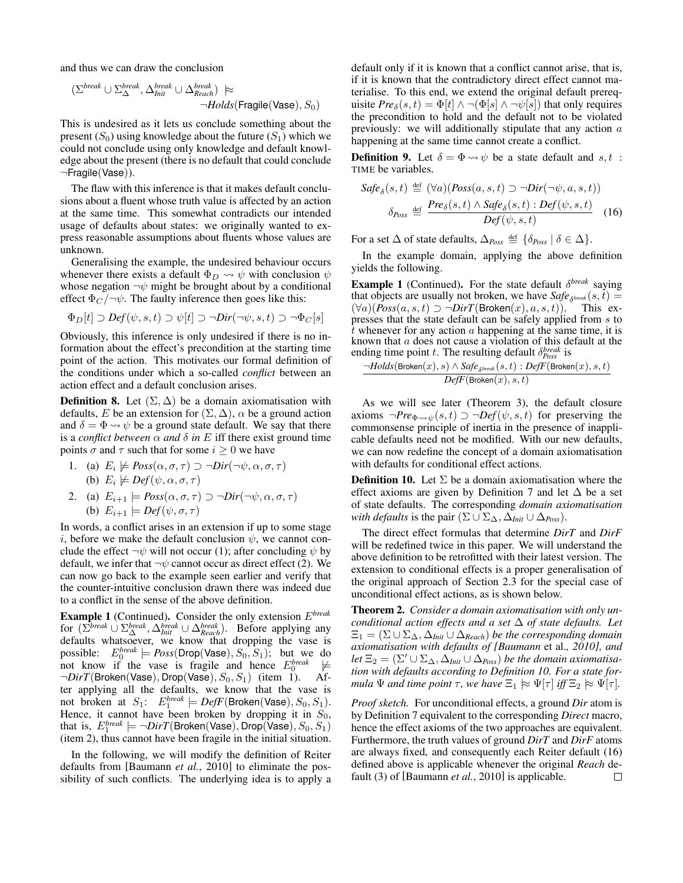and thus we can draw the conclusion

$$(\Sigma^{break} \cup \Sigma^{break}_{\Delta}, \Delta^{break}_{Init} \cup \Delta^{break}_{Reach}) \approx \neg Holds(\mathsf{Fragile}(\mathsf{Vase}), S_0)$$

This is undesired as it lets us conclude something about the present ($S_0$) using knowledge about the future ($S_1$) which we could not conclude using only knowledge and default knowledge about the present (there is no default that could conclude $\neg\mathsf{Fragile}(\mathsf{Vase})$).

The flaw with this inference is that it makes default conclusions about a fluent whose truth value is affected by an action at the same time. This somewhat contradicts our intended usage of defaults about states: we originally wanted to express reasonable assumptions about fluents whose values are unknown.

Generalising the example, the undesired behaviour occurs whenever there exists a default $\Phi_D \rightsquigarrow \psi$ with conclusion $\psi$ whose negation $\neg\psi$ might be brought about by a conditional effect $\Phi_C/\neg\psi$. The faulty inference then goes like this:

$$\Phi_D[t] \supset Def(\psi, s, t) \supset \psi[t] \supset \neg Dir(\neg\psi, s, t) \supset \neg\Phi_C[s]$$

Obviously, this inference is only undesired if there is no information about the effect's precondition at the starting time point of the action. This motivates our formal definition of the conditions under which a so-called *conflict* between an action effect and a default conclusion arises.

**Definition 8.** Let $(\Sigma, \Delta)$ be a domain axiomatisation with defaults, $E$ be an extension for $(\Sigma, \Delta)$, $\alpha$ be a ground action and $\delta = \Phi \rightsquigarrow \psi$ be a ground state default. We say that there is a *conflict between $\alpha$ and $\delta$ in $E$* iff there exist ground time points $\sigma$ and $\tau$ such that for some $i \geq 0$ we have

1. (a) $E_i \not\models Poss(\alpha, \sigma, \tau) \supset \neg Dir(\neg\psi, \alpha, \sigma, \tau)$
   (b) $E_i \not\models Def(\psi, \alpha, \sigma, \tau)$
2. (a) $E_{i+1} \models Poss(\alpha, \sigma, \tau) \supset \neg Dir(\neg\psi, \alpha, \sigma, \tau)$
   (b) $E_{i+1} \models Def(\psi, \sigma, \tau)$

In words, a conflict arises in an extension if up to some stage $i$, before we make the default conclusion $\psi$, we cannot conclude the effect $\neg\psi$ will not occur (1); after concluding $\psi$ by default, we infer that $\neg\psi$ cannot occur as direct effect (2). We can now go back to the example seen earlier and verify that the counter-intuitive conclusion drawn there was indeed due to a conflict in the sense of the above definition.

**Example 1** (Continued)**.** Consider the only extension $E^{break}$ for $(\Sigma^{break} \cup \Sigma^{break}_{\Delta}, \Delta^{break}_{Init} \cup \Delta^{break}_{Reach})$. Before applying any defaults whatsoever, we know that dropping the vase is possible: $E^{break}_0 \models Poss(\mathsf{Drop}(\mathsf{Vase}), S_0, S_1)$; but we do not know if the vase is fragile and hence $E^{break}_0 \not\models \neg DirT(\mathsf{Broken}(\mathsf{Vase}), \mathsf{Drop}(\mathsf{Vase}), S_0, S_1)$ (item 1). After applying all the defaults, we know that the vase is not broken at $S_1$: $E^{break}_1 \models DefF(\mathsf{Broken}(\mathsf{Vase}), S_0, S_1)$. Hence, it cannot have been broken by dropping it in $S_0$, that is, $E^{break}_1 \models \neg DirT(\mathsf{Broken}(\mathsf{Vase}), \mathsf{Drop}(\mathsf{Vase}), S_0, S_1)$ (item 2), thus cannot have been fragile in the initial situation.

In the following, we will modify the definition of Reiter defaults from [Baumann *et al.*, 2010] to eliminate the possibility of such conflicts. The underlying idea is to apply a default only if it is known that a conflict cannot arise, that is, if it is known that the contradictory direct effect cannot materialise. To this end, we extend the original default prerequisite $Pre_\delta(s, t) = \Phi[t] \land \neg(\Phi[s] \land \neg\psi[s])$ that only requires the precondition to hold and the default not to be violated previously: we will additionally stipulate that any action $a$ happening at the same time cannot create a conflict.

**Definition 9.** Let $\delta = \Phi \rightsquigarrow \psi$ be a state default and $s, t$ : TIME be variables.

$$Safe_\delta(s, t) \stackrel{\text{def}}{=} (\forall a)(Poss(a, s, t) \supset \neg Dir(\neg\psi, a, s, t))$$
$$\delta_{Poss} \stackrel{\text{def}}{=} \frac{Pre_\delta(s, t) \land Safe_\delta(s, t) : Def(\psi, s, t)}{Def(\psi, s, t)} \quad (16)$$

For a set $\Delta$ of state defaults, $\Delta_{Poss} \stackrel{\text{def}}{=} \{\delta_{Poss} \mid \delta \in \Delta\}$.

In the example domain, applying the above definition yields the following.

**Example 1** (Continued)**.** For the state default $\delta^{break}$ saying that objects are usually not broken, we have $Safe_{\delta^{break}}(s, t) = (\forall a)(Poss(a, s, t) \supset \neg DirT(\mathsf{Broken}(x), a, s, t))$. This expresses that the state default can be safely applied from $s$ to $t$ whenever for any action $a$ happening at the same time, it is known that $a$ does not cause a violation of this default at the ending time point $t$. The resulting default $\delta^{break}_{Poss}$ is

$$\frac{\neg Holds(\mathsf{Broken}(x), s) \land Safe_{\delta^{break}}(s, t) : DefF(\mathsf{Broken}(x), s, t)}{DefF(\mathsf{Broken}(x), s, t)}$$

As we will see later (Theorem 3), the default closure axioms $\neg Pre_{\Phi \rightsquigarrow \psi}(s, t) \supset \neg Def(\psi, s, t)$ for preserving the commonsense principle of inertia in the presence of inapplicable defaults need not be modified. With our new defaults, we can now redefine the concept of a domain axiomatisation with defaults for conditional effect actions.

**Definition 10.** Let $\Sigma$ be a domain axiomatisation where the effect axioms are given by Definition 7 and let $\Delta$ be a set of state defaults. The corresponding *domain axiomatisation with defaults* is the pair $(\Sigma \cup \Sigma_\Delta, \Delta_{Init} \cup \Delta_{Poss})$.

The direct effect formulas that determine $DirT$ and $DirF$ will be redefined twice in this paper. We will understand the above definition to be retrofitted with their latest version. The extension to conditional effects is a proper generalisation of the original approach of Section 2.3 for the special case of unconditional effect actions, as is shown below.

**Theorem 2.** *Consider a domain axiomatisation with only unconditional action effects and a set $\Delta$ of state defaults. Let $\Xi_1 = (\Sigma \cup \Sigma_\Delta, \Delta_{Init} \cup \Delta_{Reach})$ be the corresponding domain axiomatisation with defaults of [Baumann* et al.*, 2010], and let $\Xi_2 = (\Sigma' \cup \Sigma_\Delta, \Delta_{Init} \cup \Delta_{Poss})$ be the domain axiomatisation with defaults according to Definition 10. For a state formula $\Psi$ and time point $\tau$, we have $\Xi_1 \approx \Psi[\tau]$ iff $\Xi_2 \approx \Psi[\tau]$.*

*Proof sketch.* For unconditional effects, a ground $Dir$ atom is by Definition 7 equivalent to the corresponding $Direct$ macro, hence the effect axioms of the two approaches are equivalent. Furthermore, the truth values of ground $DirT$ and $DirF$ atoms are always fixed, and consequently each Reiter default (16) defined above is applicable whenever the original $Reach$ default (3) of [Baumann *et al.*, 2010] is applicable. □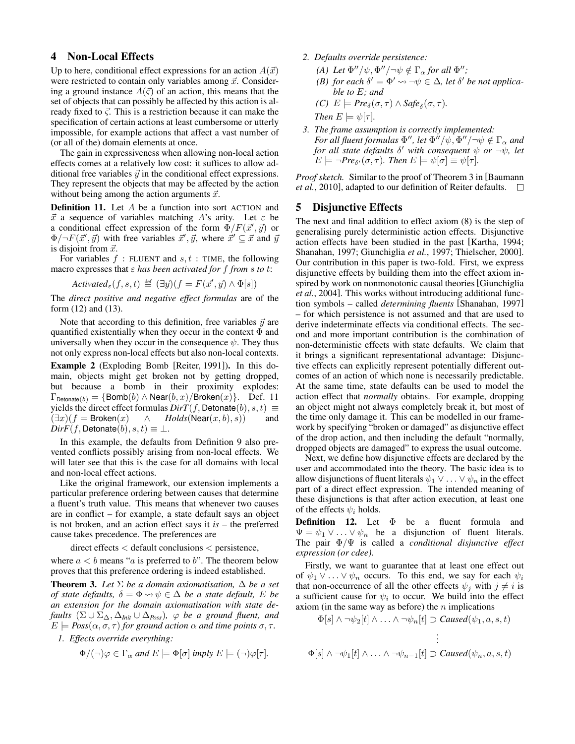## 4 Non-Local Effects

Up to here, conditional effect expressions for an action $A(\vec{x})$ were restricted to contain only variables among $\vec{x}$. Considering a ground instance $A(\vec{\varsigma})$ of an action, this means that the set of objects that can possibly be affected by this action is already fixed to $\vec{\varsigma}$. This is a restriction because it can make the specification of certain actions at least cumbersome or utterly impossible, for example actions that affect a vast number of (or all of the) domain elements at once.

The gain in expressiveness when allowing non-local action effects comes at a relatively low cost: it suffices to allow additional free variables $\vec{y}$ in the conditional effect expressions. They represent the objects that may be affected by the action without being among the action arguments $\vec{x}$.

**Definition 11.** Let $A$ be a function into sort ACTION and $\vec{x}$ a sequence of variables matching $A$'s arity. Let $\varepsilon$ be a conditional effect expression of the form $\Phi/F(\vec{x}', \vec{y})$ or $\Phi/\neg F(\vec{x}', \vec{y})$ with free variables $\vec{x}', \vec{y}$, where $\vec{x}' \subseteq \vec{x}$ and $\vec{y}$ is disjoint from $\vec{x}$.

For variables $f$ : FLUENT and $s, t$ : TIME, the following macro expresses that $\varepsilon$ *has been activated for* $f$ *from* $s$ *to* $t$:

$$Activated_\varepsilon(f, s, t) \stackrel{\text{def}}{=} (\exists \vec{y})(f = F(\vec{x}', \vec{y}) \wedge \Phi[s])$$

The *direct positive and negative effect formulas* are of the form (12) and (13).

Note that according to this definition, free variables $\vec{y}$ are quantified existentially when they occur in the context $\Phi$ and universally when they occur in the consequence $\psi$. They thus not only express non-local effects but also non-local contexts.

**Example 2** (Exploding Bomb [Reiter, 1991])**.** In this domain, objects might get broken not by getting dropped, but because a bomb in their proximity explodes: $\Gamma_{\mathsf{Detonate}(b)} = \{\mathsf{Bomb}(b) \wedge \mathsf{Near}(b, x)/\mathsf{Broken}(x)\}$. Def. 11 yields the direct effect formulas $DirT(f, \mathsf{Detonate}(b), s, t) \equiv (\exists x)(f = \mathsf{Broken}(x) \wedge Holds(\mathsf{Near}(x, b), s))$ and $DirF(f, \mathsf{Detonate}(b), s, t) \equiv \bot$.

In this example, the defaults from Definition 9 also prevented conflicts possibly arising from non-local effects. We will later see that this is the case for all domains with local and non-local effect actions.

Like the original framework, our extension implements a particular preference ordering between causes that determine a fluent's truth value. This means that whenever two causes are in conflict – for example, a state default says an object is not broken, and an action effect says it *is* – the preferred cause takes precedence. The preferences are

$$\text{direct effects} < \text{default conclusions} < \text{persistence},$$

where $a < b$ means "$a$ is preferred to $b$". The theorem below proves that this preference ordering is indeed established.

**Theorem 3.** *Let $\Sigma$ be a domain axiomatisation, $\Delta$ be a set of state defaults, $\delta = \Phi \rightsquigarrow \psi \in \Delta$ be a state default, $E$ be an extension for the domain axiomatisation with state defaults $(\Sigma \cup \Sigma_\Delta, \Delta_{Init} \cup \Delta_{Poss})$, $\varphi$ be a ground fluent, and $E \models Poss(\alpha, \sigma, \tau)$ for ground action $\alpha$ and time points $\sigma, \tau$.*

*1. Effects override everything:*

$$\Phi/(\neg)\varphi \in \Gamma_\alpha \text{ and } E \models \Phi[\sigma] \text{ imply } E \models (\neg)\varphi[\tau].$$

*2. Defaults override persistence:*

*(A) Let $\Phi''/\psi, \Phi''/\neg\psi \notin \Gamma_\alpha$ for all $\Phi''$;*

*(B) for each $\delta' = \Phi' \rightsquigarrow \neg\psi \in \Delta$, let $\delta'$ be not applicable to $E$; and*

*(C) $E \models Pre_\delta(\sigma, \tau) \wedge Safe_\delta(\sigma, \tau)$.*

*Then $E \models \psi[\tau]$.*

*3. The frame assumption is correctly implemented: For all fluent formulas $\Phi''$, let $\Phi''/\psi, \Phi''/\neg\psi \notin \Gamma_\alpha$ and for all state defaults $\delta'$ with consequent $\psi$ or $\neg\psi$, let $E \models \neg Pre_{\delta'}(\sigma, \tau)$. Then $E \models \psi[\sigma] \equiv \psi[\tau]$.*

*Proof sketch.* Similar to the proof of Theorem 3 in [Baumann *et al.*, 2010], adapted to our definition of Reiter defaults. □

## 5 Disjunctive Effects

The next and final addition to effect axiom (8) is the step of generalising purely deterministic action effects. Disjunctive action effects have been studied in the past [Kartha, 1994; Shanahan, 1997; Giunchiglia *et al.*, 1997; Thielscher, 2000]. Our contribution in this paper is two-fold. First, we express disjunctive effects by building them into the effect axiom inspired by work on nonmonotonic causal theories [Giunchiglia *et al.*, 2004]. This works without introducing additional function symbols – called *determining fluents* [Shanahan, 1997] – for which persistence is not assumed and that are used to derive indeterminate effects via conditional effects. The second and more important contribution is the combination of non-deterministic effects with state defaults. We claim that it brings a significant representational advantage: Disjunctive effects can explicitly represent potentially different outcomes of an action of which none is necessarily predictable. At the same time, state defaults can be used to model the action effect that *normally* obtains. For example, dropping an object might not always completely break it, but most of the time only damage it. This can be modelled in our framework by specifying "broken or damaged" as disjunctive effect of the drop action, and then including the default "normally, dropped objects are damaged" to express the usual outcome.

Next, we define how disjunctive effects are declared by the user and accommodated into the theory. The basic idea is to allow disjunctions of fluent literals $\psi_1 \vee \ldots \vee \psi_n$ in the effect part of a direct effect expression. The intended meaning of these disjunctions is that after action execution, at least one of the effects $\psi_i$ holds.

**Definition 12.** Let $\Phi$ be a fluent formula and $\Psi = \psi_1 \vee \ldots \vee \psi_n$ be a disjunction of fluent literals. The pair $\Phi/\Psi$ is called a *conditional disjunctive effect expression (or cdee)*.

Firstly, we want to guarantee that at least one effect out of $\psi_1 \vee \ldots \vee \psi_n$ occurs. To this end, we say for each $\psi_i$ that non-occurrence of all the other effects $\psi_j$ with $j \neq i$ is a sufficient cause for $\psi_i$ to occur. We build into the effect axiom (in the same way as before) the $n$ implications

$$\Phi[s] \wedge \neg\psi_2[t] \wedge \ldots \wedge \neg\psi_n[t] \supset Caused(\psi_1, a, s, t)$$

$$\vdots$$

$$\Phi[s] \wedge \neg\psi_1[t] \wedge \ldots \wedge \neg\psi_{n-1}[t] \supset Caused(\psi_n, a, s, t)$$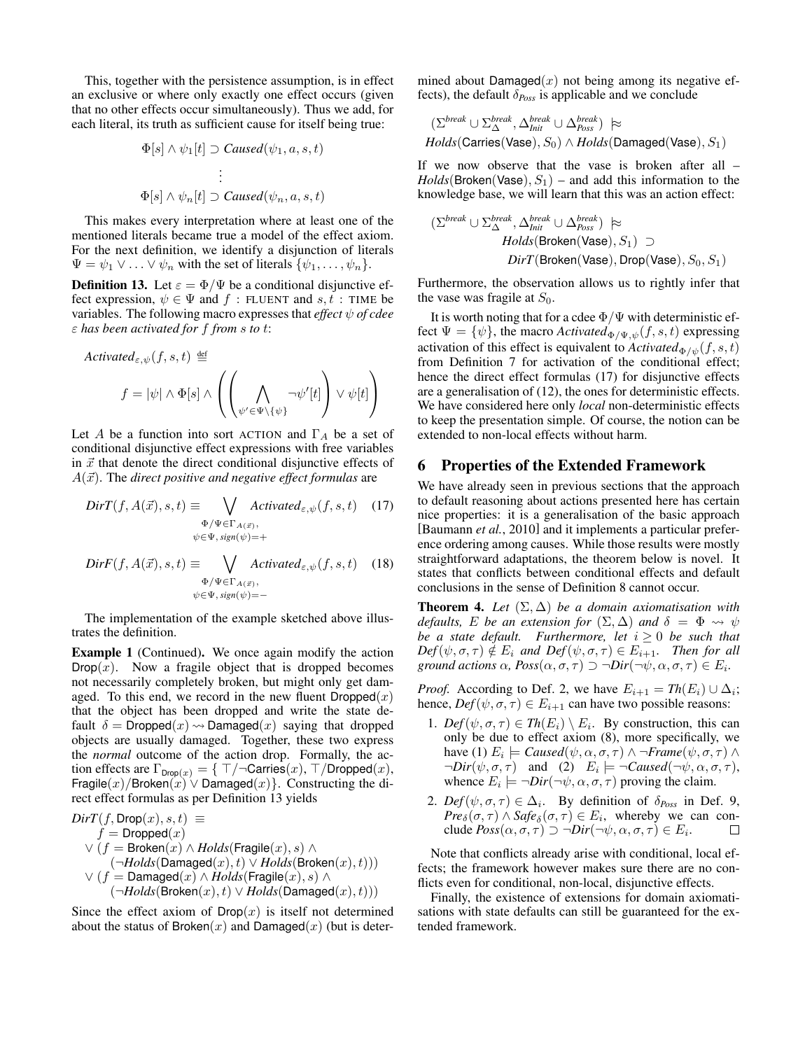This, together with the persistence assumption, is in effect an exclusive or where only exactly one effect occurs (given that no other effects occur simultaneously). Thus we add, for each literal, its truth as sufficient cause for itself being true:

$$\Phi[s] \wedge \psi_1[t] \supset \mathit{Caused}(\psi_1, a, s, t)$$
$$\vdots$$
$$\Phi[s] \wedge \psi_n[t] \supset \mathit{Caused}(\psi_n, a, s, t)$$

This makes every interpretation where at least one of the mentioned literals became true a model of the effect axiom. For the next definition, we identify a disjunction of literals $\Psi = \psi_1 \vee \ldots \vee \psi_n$ with the set of literals $\{\psi_1, \ldots, \psi_n\}$.

**Definition 13.** Let $\varepsilon = \Phi/\Psi$ be a conditional disjunctive effect expression, $\psi \in \Psi$ and $f$ : FLUENT and $s, t$ : TIME be variables. The following macro expresses that *effect $\psi$ of cdee $\varepsilon$ has been activated for $f$ from $s$ to $t$*:

$$\mathit{Activated}_{\varepsilon,\psi}(f, s, t) \stackrel{\text{def}}{=}$$
$$f = |\psi| \wedge \Phi[s] \wedge \left( \left( \bigwedge_{\psi' \in \Psi \setminus \{\psi\}} \neg\psi'[t] \right) \vee \psi[t] \right)$$

Let $A$ be a function into sort ACTION and $\Gamma_A$ be a set of conditional disjunctive effect expressions with free variables in $\vec{x}$ that denote the direct conditional disjunctive effects of $A(\vec{x})$. The *direct positive and negative effect formulas* are

$$\mathit{DirT}(f, A(\vec{x}), s, t) \equiv \bigvee_{\substack{\Phi/\Psi \in \Gamma_{A(\vec{x})}, \\ \psi \in \Psi,\, \mathit{sign}(\psi) = +}} \mathit{Activated}_{\varepsilon,\psi}(f, s, t) \quad (17)$$

$$\mathit{DirF}(f, A(\vec{x}), s, t) \equiv \bigvee_{\substack{\Phi/\Psi \in \Gamma_{A(\vec{x})}, \\ \psi \in \Psi,\, \mathit{sign}(\psi) = -}} \mathit{Activated}_{\varepsilon,\psi}(f, s, t) \quad (18)$$

The implementation of the example sketched above illustrates the definition.

**Example 1** (Continued). We once again modify the action $\mathsf{Drop}(x)$. Now a fragile object that is dropped becomes not necessarily completely broken, but might only get damaged. To this end, we record in the new fluent $\mathsf{Dropped}(x)$ that the object has been dropped and write the state default $\delta = \mathsf{Dropped}(x) \rightsquigarrow \mathsf{Damaged}(x)$ saying that dropped objects are usually damaged. Together, these two express the *normal* outcome of the action drop. Formally, the action effects are $\Gamma_{\mathsf{Drop}(x)} = \{ \top/\neg\mathsf{Carries}(x), \top/\mathsf{Dropped}(x), \mathsf{Fragile}(x)/\mathsf{Broken}(x) \vee \mathsf{Damaged}(x) \}$. Constructing the direct effect formulas as per Definition 13 yields

$$\begin{aligned}
&\mathit{DirT}(f, \mathsf{Drop}(x), s, t) \equiv \\
&\quad f = \mathsf{Dropped}(x) \\
&\vee (f = \mathsf{Broken}(x) \wedge \mathit{Holds}(\mathsf{Fragile}(x), s) \wedge \\
&\quad (\neg\mathit{Holds}(\mathsf{Damaged}(x), t) \vee \mathit{Holds}(\mathsf{Broken}(x), t))) \\
&\vee (f = \mathsf{Damaged}(x) \wedge \mathit{Holds}(\mathsf{Fragile}(x), s) \wedge \\
&\quad (\neg\mathit{Holds}(\mathsf{Broken}(x), t) \vee \mathit{Holds}(\mathsf{Damaged}(x), t)))
\end{aligned}$$

Since the effect axiom of $\mathsf{Drop}(x)$ is itself not determined about the status of $\mathsf{Broken}(x)$ and $\mathsf{Damaged}(x)$ (but is determined about $\mathsf{Damaged}(x)$ not being among its negative effects), the default $\delta_{\mathit{Poss}}$ is applicable and we conclude

$$(\Sigma^{\mathit{break}} \cup \Sigma_{\Delta}^{\mathit{break}}, \Delta_{\mathit{Init}}^{\mathit{break}} \cup \Delta_{\mathit{Poss}}^{\mathit{break}}) \approx$$
$$\mathit{Holds}(\mathsf{Carries}(\mathsf{Vase}), S_0) \wedge \mathit{Holds}(\mathsf{Damaged}(\mathsf{Vase}), S_1)$$

If we now observe that the vase is broken after all – $\mathit{Holds}(\mathsf{Broken}(\mathsf{Vase}), S_1)$ – and add this information to the knowledge base, we will learn that this was an action effect:

$$\begin{aligned}
&(\Sigma^{\mathit{break}} \cup \Sigma_{\Delta}^{\mathit{break}}, \Delta_{\mathit{Init}}^{\mathit{break}} \cup \Delta_{\mathit{Poss}}^{\mathit{break}}) \approx \\
&\quad \mathit{Holds}(\mathsf{Broken}(\mathsf{Vase}), S_1) \supset \\
&\quad \mathit{DirT}(\mathsf{Broken}(\mathsf{Vase}), \mathsf{Drop}(\mathsf{Vase}), S_0, S_1)
\end{aligned}$$

Furthermore, the observation allows us to rightly infer that the vase was fragile at $S_0$.

It is worth noting that for a cdee $\Phi/\Psi$ with deterministic effect $\Psi = \{\psi\}$, the macro $\mathit{Activated}_{\Phi/\Psi,\psi}(f, s, t)$ expressing activation of this effect is equivalent to $\mathit{Activated}_{\Phi/\psi}(f, s, t)$ from Definition 7 for activation of the conditional effect; hence the direct effect formulas (17) for disjunctive effects are a generalisation of (12), the ones for deterministic effects. We have considered here only *local* non-deterministic effects to keep the presentation simple. Of course, the notion can be extended to non-local effects without harm.

## 6 Properties of the Extended Framework

We have already seen in previous sections that the approach to default reasoning about actions presented here has certain nice properties: it is a generalisation of the basic approach [Baumann *et al.*, 2010] and it implements a particular preference ordering among causes. While those results were mostly straightforward adaptations, the theorem below is novel. It states that conflicts between conditional effects and default conclusions in the sense of Definition 8 cannot occur.

**Theorem 4.** *Let $(\Sigma, \Delta)$ be a domain axiomatisation with defaults, $E$ be an extension for $(\Sigma, \Delta)$ and $\delta = \Phi \rightsquigarrow \psi$ be a state default. Furthermore, let $i \geq 0$ be such that $\mathit{Def}(\psi, \sigma, \tau) \notin E_i$ and $\mathit{Def}(\psi, \sigma, \tau) \in E_{i+1}$. Then for all ground actions $\alpha$, $\mathit{Poss}(\alpha, \sigma, \tau) \supset \neg\mathit{Dir}(\neg\psi, \alpha, \sigma, \tau) \in E_i$.*

*Proof.* According to Def. 2, we have $E_{i+1} = \mathit{Th}(E_i) \cup \Delta_i$; hence, $\mathit{Def}(\psi, \sigma, \tau) \in E_{i+1}$ can have two possible reasons:

1. $\mathit{Def}(\psi, \sigma, \tau) \in \mathit{Th}(E_i) \setminus E_i$. By construction, this can only be due to effect axiom (8), more specifically, we have (1) $E_i \models \mathit{Caused}(\psi, \alpha, \sigma, \tau) \wedge \neg\mathit{Frame}(\psi, \sigma, \tau) \wedge \neg\mathit{Dir}(\psi, \sigma, \tau)$ and (2) $E_i \models \neg\mathit{Caused}(\neg\psi, \alpha, \sigma, \tau)$, whence $E_i \models \neg\mathit{Dir}(\neg\psi, \alpha, \sigma, \tau)$ proving the claim.
2. $\mathit{Def}(\psi, \sigma, \tau) \in \Delta_i$. By definition of $\delta_{\mathit{Poss}}$ in Def. 9, $\mathit{Pre}_\delta(\sigma, \tau) \wedge \mathit{Safe}_\delta(\sigma, \tau) \in E_i$, whereby we can conclude $\mathit{Poss}(\alpha, \sigma, \tau) \supset \neg\mathit{Dir}(\neg\psi, \alpha, \sigma, \tau) \in E_i$. □

Note that conflicts already arise with conditional, local effects; the framework however makes sure there are no conflicts even for conditional, non-local, disjunctive effects.

Finally, the existence of extensions for domain axiomatisations with state defaults can still be guaranteed for the extended framework.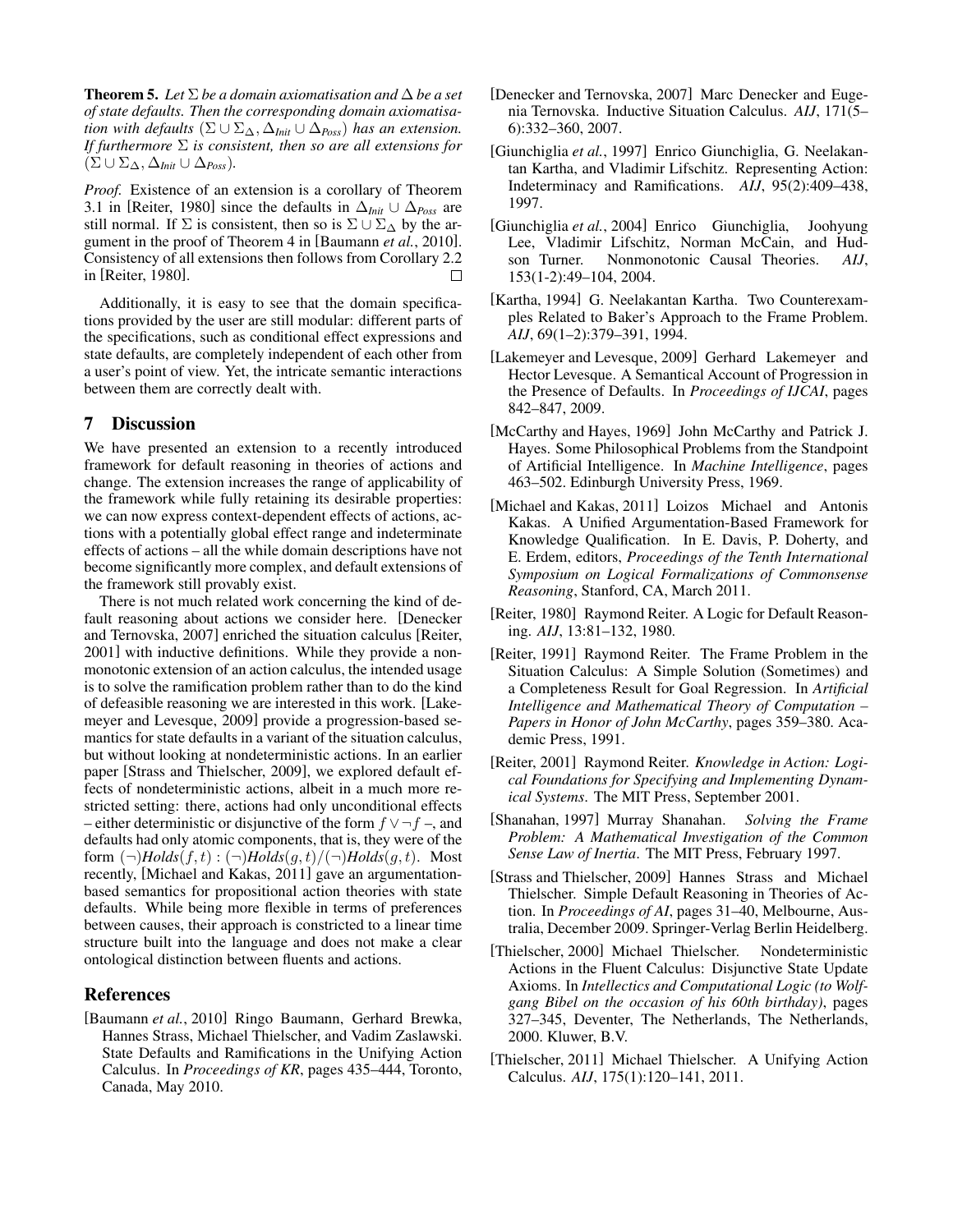**Theorem 5.** *Let $\Sigma$ be a domain axiomatisation and $\Delta$ be a set of state defaults. Then the corresponding domain axiomatisation with defaults $(\Sigma \cup \Sigma_\Delta, \Delta_{Init} \cup \Delta_{Poss})$ has an extension. If furthermore $\Sigma$ is consistent, then so are all extensions for $(\Sigma \cup \Sigma_\Delta, \Delta_{Init} \cup \Delta_{Poss})$.*

*Proof.* Existence of an extension is a corollary of Theorem 3.1 in [Reiter, 1980] since the defaults in $\Delta_{Init} \cup \Delta_{Poss}$ are still normal. If $\Sigma$ is consistent, then so is $\Sigma \cup \Sigma_\Delta$ by the argument in the proof of Theorem 4 in [Baumann *et al.*, 2010]. Consistency of all extensions then follows from Corollary 2.2 in [Reiter, 1980]. □

Additionally, it is easy to see that the domain specifications provided by the user are still modular: different parts of the specifications, such as conditional effect expressions and state defaults, are completely independent of each other from a user's point of view. Yet, the intricate semantic interactions between them are correctly dealt with.

## 7 Discussion

We have presented an extension to a recently introduced framework for default reasoning in theories of actions and change. The extension increases the range of applicability of the framework while fully retaining its desirable properties: we can now express context-dependent effects of actions, actions with a potentially global effect range and indeterminate effects of actions – all the while domain descriptions have not become significantly more complex, and default extensions of the framework still provably exist.

There is not much related work concerning the kind of default reasoning about actions we consider here. [Denecker and Ternovska, 2007] enriched the situation calculus [Reiter, 2001] with inductive definitions. While they provide a nonmonotonic extension of an action calculus, the intended usage is to solve the ramification problem rather than to do the kind of defeasible reasoning we are interested in this work. [Lakemeyer and Levesque, 2009] provide a progression-based semantics for state defaults in a variant of the situation calculus, but without looking at nondeterministic actions. In an earlier paper [Strass and Thielscher, 2009], we explored default effects of nondeterministic actions, albeit in a much more restricted setting: there, actions had only unconditional effects – either deterministic or disjunctive of the form $f \vee \neg f$ –, and defaults had only atomic components, that is, they were of the form $(\neg)Holds(f, t) : (\neg)Holds(g, t)/(\neg)Holds(g, t)$. Most recently, [Michael and Kakas, 2011] gave an argumentation-based semantics for propositional action theories with state defaults. While being more flexible in terms of preferences between causes, their approach is constricted to a linear time structure built into the language and does not make a clear ontological distinction between fluents and actions.

## References

[Baumann *et al.*, 2010] Ringo Baumann, Gerhard Brewka, Hannes Strass, Michael Thielscher, and Vadim Zaslawski. State Defaults and Ramifications in the Unifying Action Calculus. In *Proceedings of KR*, pages 435–444, Toronto, Canada, May 2010.

[Denecker and Ternovska, 2007] Marc Denecker and Eugenia Ternovska. Inductive Situation Calculus. *AIJ*, 171(5–6):332–360, 2007.

[Giunchiglia *et al.*, 1997] Enrico Giunchiglia, G. Neelakantan Kartha, and Vladimir Lifschitz. Representing Action: Indeterminacy and Ramifications. *AIJ*, 95(2):409–438, 1997.

[Giunchiglia *et al.*, 2004] Enrico Giunchiglia, Joohyung Lee, Vladimir Lifschitz, Norman McCain, and Hudson Turner. Nonmonotonic Causal Theories. *AIJ*, 153(1-2):49–104, 2004.

[Kartha, 1994] G. Neelakantan Kartha. Two Counterexamples Related to Baker's Approach to the Frame Problem. *AIJ*, 69(1–2):379–391, 1994.

[Lakemeyer and Levesque, 2009] Gerhard Lakemeyer and Hector Levesque. A Semantical Account of Progression in the Presence of Defaults. In *Proceedings of IJCAI*, pages 842–847, 2009.

[McCarthy and Hayes, 1969] John McCarthy and Patrick J. Hayes. Some Philosophical Problems from the Standpoint of Artificial Intelligence. In *Machine Intelligence*, pages 463–502. Edinburgh University Press, 1969.

[Michael and Kakas, 2011] Loizos Michael and Antonis Kakas. A Unified Argumentation-Based Framework for Knowledge Qualification. In E. Davis, P. Doherty, and E. Erdem, editors, *Proceedings of the Tenth International Symposium on Logical Formalizations of Commonsense Reasoning*, Stanford, CA, March 2011.

[Reiter, 1980] Raymond Reiter. A Logic for Default Reasoning. *AIJ*, 13:81–132, 1980.

[Reiter, 1991] Raymond Reiter. The Frame Problem in the Situation Calculus: A Simple Solution (Sometimes) and a Completeness Result for Goal Regression. In *Artificial Intelligence and Mathematical Theory of Computation – Papers in Honor of John McCarthy*, pages 359–380. Academic Press, 1991.

[Reiter, 2001] Raymond Reiter. *Knowledge in Action: Logical Foundations for Specifying and Implementing Dynamical Systems*. The MIT Press, September 2001.

[Shanahan, 1997] Murray Shanahan. *Solving the Frame Problem: A Mathematical Investigation of the Common Sense Law of Inertia*. The MIT Press, February 1997.

[Strass and Thielscher, 2009] Hannes Strass and Michael Thielscher. Simple Default Reasoning in Theories of Action. In *Proceedings of AI*, pages 31–40, Melbourne, Australia, December 2009. Springer-Verlag Berlin Heidelberg.

[Thielscher, 2000] Michael Thielscher. Nondeterministic Actions in the Fluent Calculus: Disjunctive State Update Axioms. In *Intellectics and Computational Logic (to Wolfgang Bibel on the occasion of his 60th birthday)*, pages 327–345, Deventer, The Netherlands, The Netherlands, 2000. Kluwer, B.V.

[Thielscher, 2011] Michael Thielscher. A Unifying Action Calculus. *AIJ*, 175(1):120–141, 2011.